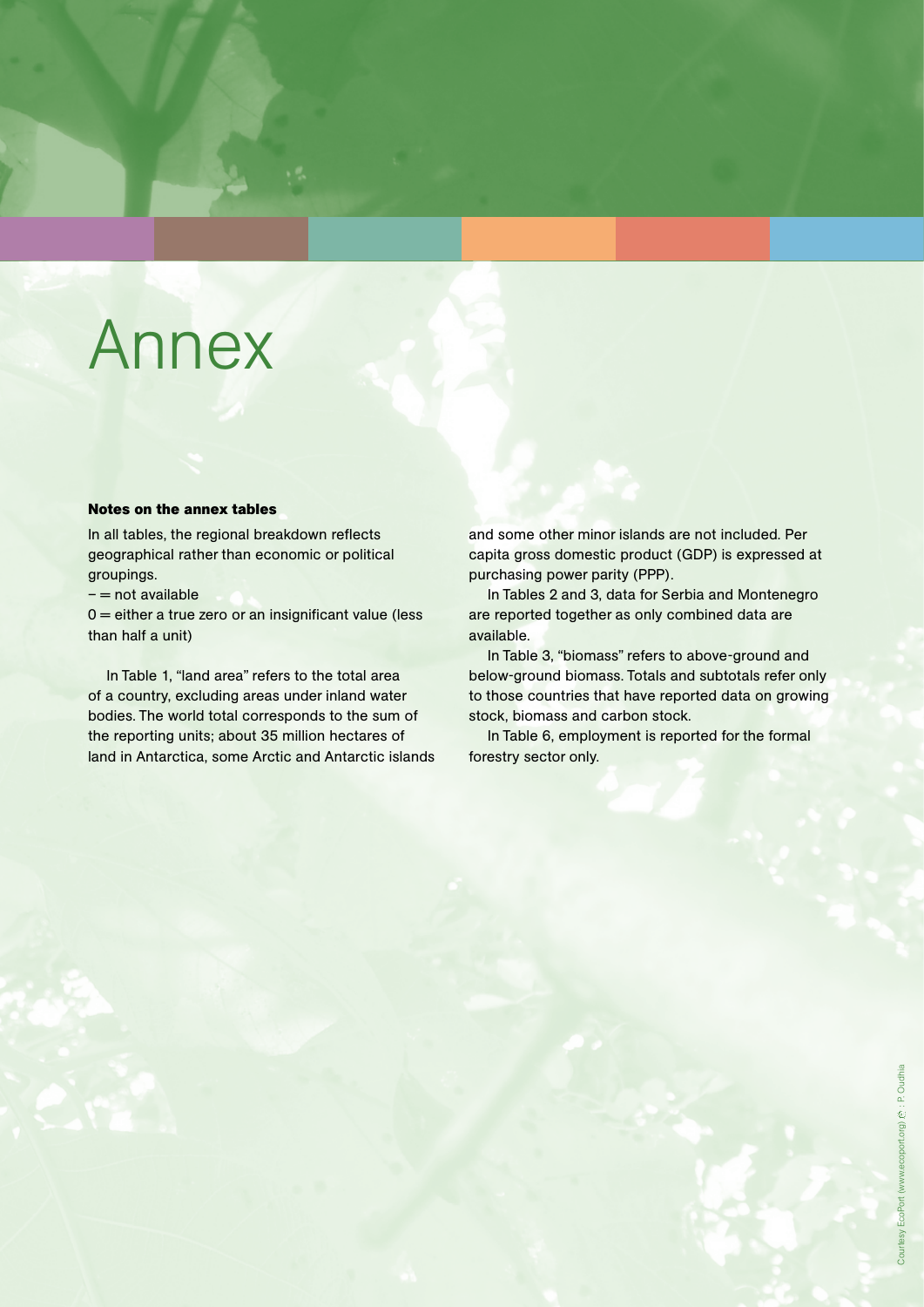# Annex

**Notes on the annex tables**

In all tables, the regional breakdown reflects geographical rather than economic or political groupings.

– = not available

0 = either a true zero or an insignificant value (less than half a unit)

In Table 1, "land area" refers to the total area of a country, excluding areas under inland water bodies. The world total corresponds to the sum of the reporting units; about 35 million hectares of land in Antarctica, some Arctic and Antarctic islands and some other minor islands are not included. Per capita gross domestic product (GDP) is expressed at purchasing power parity (PPP).

In Tables 2 and 3, data for Serbia and Montenegro are reported together as only combined data are available.

In Table 3, "biomass" refers to above-ground and below-ground biomass. Totals and subtotals refer only to those countries that have reported data on growing stock, biomass and carbon stock.

In Table 6, employment is reported for the formal forestry sector only.

Courtesy EcoPort (www.ecoport.org) ©: P. Oudhia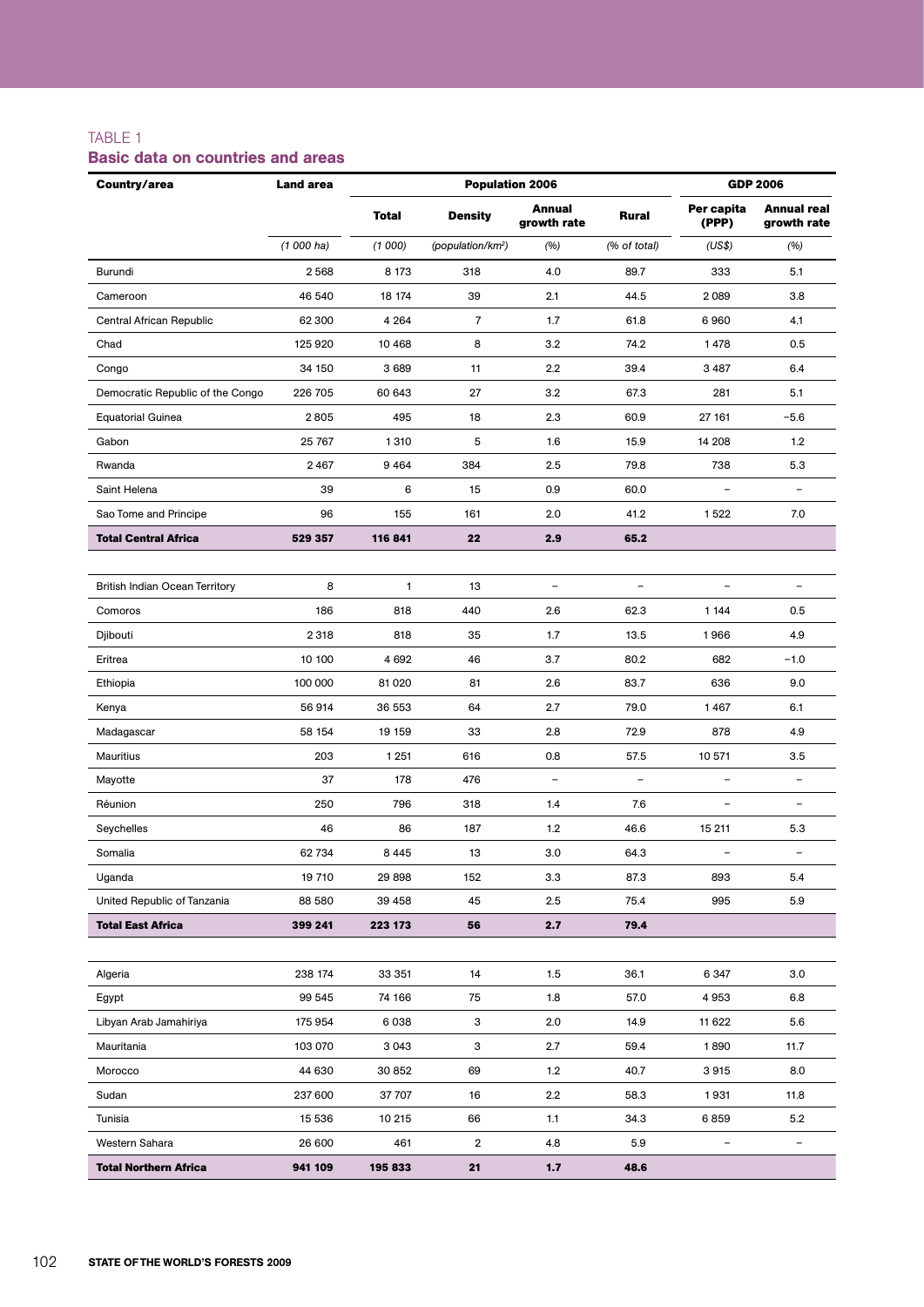TABLE 1

## Basic data on countries and areas

| Country/area | Land area | Population 2006 | | | | GDP 2006 | |
|---|---|---|---|---|---|---|---|
| | | Total | Density | Annual growth rate | Rural | Per capita (PPP) | Annual real growth rate |
| | *(1 000 ha)* | *(1 000)* | *(population/km²)* | *(%)* | *(% of total)* | *(US$)* | *(%)* |
| Burundi | 2 568 | 8 173 | 318 | 4.0 | 89.7 | 333 | 5.1 |
| Cameroon | 46 540 | 18 174 | 39 | 2.1 | 44.5 | 2 089 | 3.8 |
| Central African Republic | 62 300 | 4 264 | 7 | 1.7 | 61.8 | 6 960 | 4.1 |
| Chad | 125 920 | 10 468 | 8 | 3.2 | 74.2 | 1 478 | 0.5 |
| Congo | 34 150 | 3 689 | 11 | 2.2 | 39.4 | 3 487 | 6.4 |
| Democratic Republic of the Congo | 226 705 | 60 643 | 27 | 3.2 | 67.3 | 281 | 5.1 |
| Equatorial Guinea | 2 805 | 495 | 18 | 2.3 | 60.9 | 27 161 | −5.6 |
| Gabon | 25 767 | 1 310 | 5 | 1.6 | 15.9 | 14 208 | 1.2 |
| Rwanda | 2 467 | 9 464 | 384 | 2.5 | 79.8 | 738 | 5.3 |
| Saint Helena | 39 | 6 | 15 | 0.9 | 60.0 | – | – |
| Sao Tome and Principe | 96 | 155 | 161 | 2.0 | 41.2 | 1 522 | 7.0 |
| **Total Central Africa** | **529 357** | **116 841** | **22** | **2.9** | **65.2** | | |
| British Indian Ocean Territory | 8 | 1 | 13 | – | – | – | – |
| Comoros | 186 | 818 | 440 | 2.6 | 62.3 | 1 144 | 0.5 |
| Djibouti | 2 318 | 818 | 35 | 1.7 | 13.5 | 1 966 | 4.9 |
| Eritrea | 10 100 | 4 692 | 46 | 3.7 | 80.2 | 682 | −1.0 |
| Ethiopia | 100 000 | 81 020 | 81 | 2.6 | 83.7 | 636 | 9.0 |
| Kenya | 56 914 | 36 553 | 64 | 2.7 | 79.0 | 1 467 | 6.1 |
| Madagascar | 58 154 | 19 159 | 33 | 2.8 | 72.9 | 878 | 4.9 |
| Mauritius | 203 | 1 251 | 616 | 0.8 | 57.5 | 10 571 | 3.5 |
| Mayotte | 37 | 178 | 476 | – | – | – | – |
| Réunion | 250 | 796 | 318 | 1.4 | 7.6 | – | – |
| Seychelles | 46 | 86 | 187 | 1.2 | 46.6 | 15 211 | 5.3 |
| Somalia | 62 734 | 8 445 | 13 | 3.0 | 64.3 | – | – |
| Uganda | 19 710 | 29 898 | 152 | 3.3 | 87.3 | 893 | 5.4 |
| United Republic of Tanzania | 88 580 | 39 458 | 45 | 2.5 | 75.4 | 995 | 5.9 |
| **Total East Africa** | **399 241** | **223 173** | **56** | **2.7** | **79.4** | | |
| Algeria | 238 174 | 33 351 | 14 | 1.5 | 36.1 | 6 347 | 3.0 |
| Egypt | 99 545 | 74 166 | 75 | 1.8 | 57.0 | 4 953 | 6.8 |
| Libyan Arab Jamahiriya | 175 954 | 6 038 | 3 | 2.0 | 14.9 | 11 622 | 5.6 |
| Mauritania | 103 070 | 3 043 | 3 | 2.7 | 59.4 | 1 890 | 11.7 |
| Morocco | 44 630 | 30 852 | 69 | 1.2 | 40.7 | 3 915 | 8.0 |
| Sudan | 237 600 | 37 707 | 16 | 2.2 | 58.3 | 1 931 | 11.8 |
| Tunisia | 15 536 | 10 215 | 66 | 1.1 | 34.3 | 6 859 | 5.2 |
| Western Sahara | 26 600 | 461 | 2 | 4.8 | 5.9 | – | – |
| **Total Northern Africa** | **941 109** | **195 833** | **21** | **1.7** | **48.6** | | |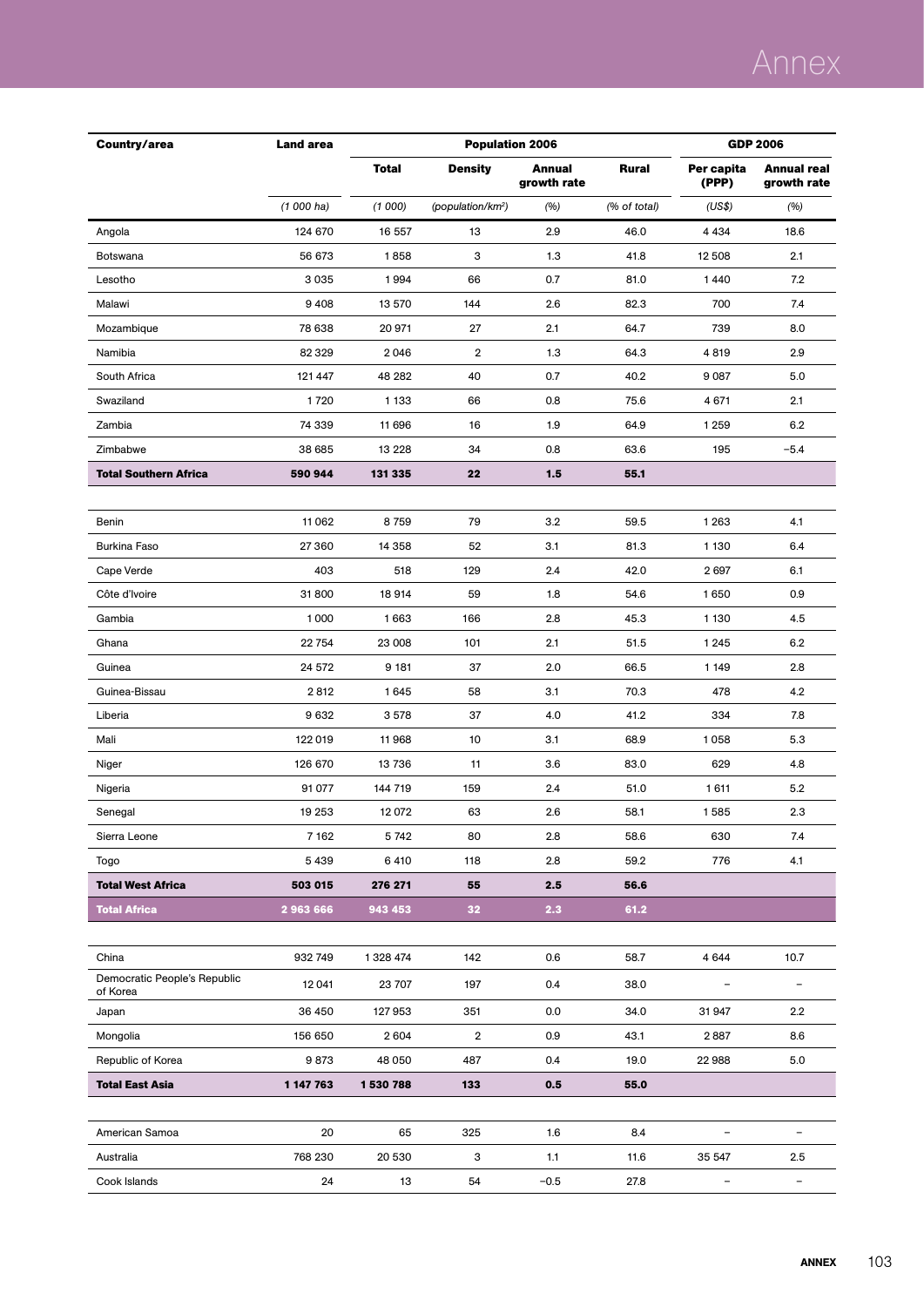| Country/area | Land area | Population 2006 | | | | GDP 2006 | |
|---|---|---|---|---|---|---|---|
| | | Total | Density | Annual growth rate | Rural | Per capita (PPP) | Annual real growth rate |
| | *(1 000 ha)* | *(1 000)* | *(population/km²)* | *(%)* | *(% of total)* | *(US$)* | *(%)* |
| Angola | 124 670 | 16 557 | 13 | 2.9 | 46.0 | 4 434 | 18.6 |
| Botswana | 56 673 | 1 858 | 3 | 1.3 | 41.8 | 12 508 | 2.1 |
| Lesotho | 3 035 | 1 994 | 66 | 0.7 | 81.0 | 1 440 | 7.2 |
| Malawi | 9 408 | 13 570 | 144 | 2.6 | 82.3 | 700 | 7.4 |
| Mozambique | 78 638 | 20 971 | 27 | 2.1 | 64.7 | 739 | 8.0 |
| Namibia | 82 329 | 2 046 | 2 | 1.3 | 64.3 | 4 819 | 2.9 |
| South Africa | 121 447 | 48 282 | 40 | 0.7 | 40.2 | 9 087 | 5.0 |
| Swaziland | 1 720 | 1 133 | 66 | 0.8 | 75.6 | 4 671 | 2.1 |
| Zambia | 74 339 | 11 696 | 16 | 1.9 | 64.9 | 1 259 | 6.2 |
| Zimbabwe | 38 685 | 13 228 | 34 | 0.8 | 63.6 | 195 | −5.4 |
| **Total Southern Africa** | **590 944** | **131 335** | **22** | **1.5** | **55.1** | | |
| Benin | 11 062 | 8 759 | 79 | 3.2 | 59.5 | 1 263 | 4.1 |
| Burkina Faso | 27 360 | 14 358 | 52 | 3.1 | 81.3 | 1 130 | 6.4 |
| Cape Verde | 403 | 518 | 129 | 2.4 | 42.0 | 2 697 | 6.1 |
| Côte d'Ivoire | 31 800 | 18 914 | 59 | 1.8 | 54.6 | 1 650 | 0.9 |
| Gambia | 1 000 | 1 663 | 166 | 2.8 | 45.3 | 1 130 | 4.5 |
| Ghana | 22 754 | 23 008 | 101 | 2.1 | 51.5 | 1 245 | 6.2 |
| Guinea | 24 572 | 9 181 | 37 | 2.0 | 66.5 | 1 149 | 2.8 |
| Guinea-Bissau | 2 812 | 1 645 | 58 | 3.1 | 70.3 | 478 | 4.2 |
| Liberia | 9 632 | 3 578 | 37 | 4.0 | 41.2 | 334 | 7.8 |
| Mali | 122 019 | 11 968 | 10 | 3.1 | 68.9 | 1 058 | 5.3 |
| Niger | 126 670 | 13 736 | 11 | 3.6 | 83.0 | 629 | 4.8 |
| Nigeria | 91 077 | 144 719 | 159 | 2.4 | 51.0 | 1 611 | 5.2 |
| Senegal | 19 253 | 12 072 | 63 | 2.6 | 58.1 | 1 585 | 2.3 |
| Sierra Leone | 7 162 | 5 742 | 80 | 2.8 | 58.6 | 630 | 7.4 |
| Togo | 5 439 | 6 410 | 118 | 2.8 | 59.2 | 776 | 4.1 |
| **Total West Africa** | **503 015** | **276 271** | **55** | **2.5** | **56.6** | | |
| **Total Africa** | **2 963 666** | **943 453** | **32** | **2.3** | **61.2** | | |
| China | 932 749 | 1 328 474 | 142 | 0.6 | 58.7 | 4 644 | 10.7 |
| Democratic People's Republic of Korea | 12 041 | 23 707 | 197 | 0.4 | 38.0 | – | – |
| Japan | 36 450 | 127 953 | 351 | 0.0 | 34.0 | 31 947 | 2.2 |
| Mongolia | 156 650 | 2 604 | 2 | 0.9 | 43.1 | 2 887 | 8.6 |
| Republic of Korea | 9 873 | 48 050 | 487 | 0.4 | 19.0 | 22 988 | 5.0 |
| **Total East Asia** | **1 147 763** | **1 530 788** | **133** | **0.5** | **55.0** | | |
| American Samoa | 20 | 65 | 325 | 1.6 | 8.4 | – | – |
| Australia | 768 230 | 20 530 | 3 | 1.1 | 11.6 | 35 547 | 2.5 |
| Cook Islands | 24 | 13 | 54 | −0.5 | 27.8 | – | – |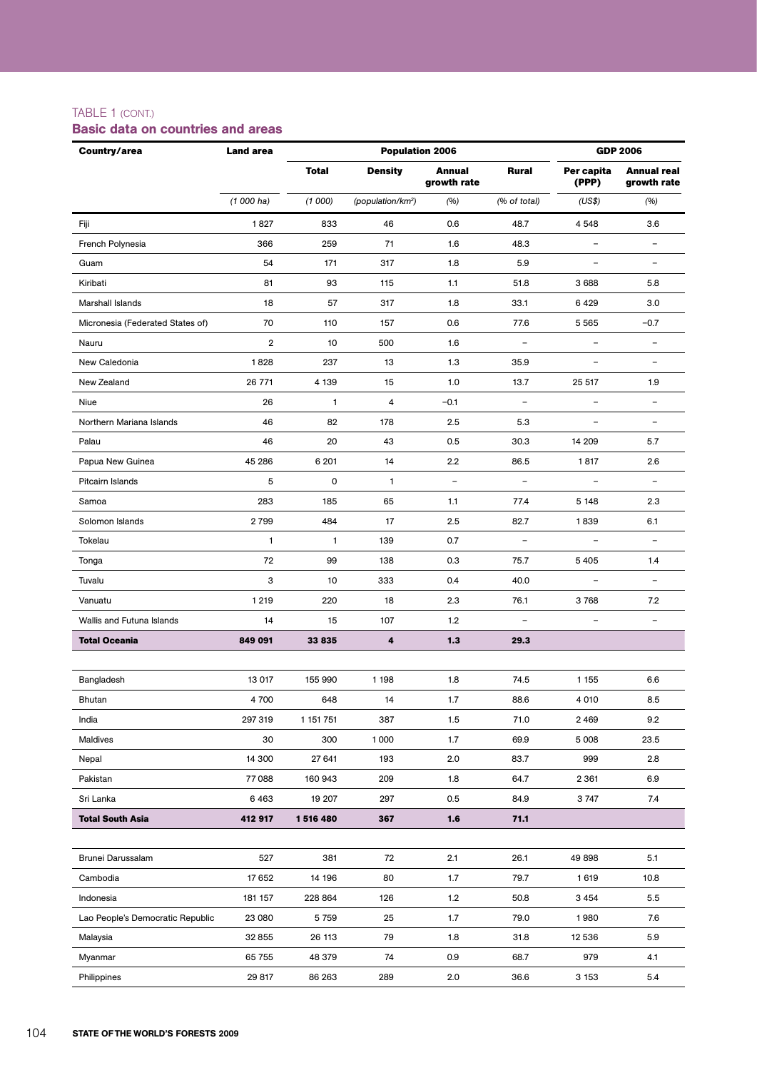TABLE 1 (CONT.)

## Basic data on countries and areas

| Country/area | Land area | Population 2006 | | | | GDP 2006 | |
|---|---|---|---|---|---|---|---|
| | | Total | Density | Annual growth rate | Rural | Per capita (PPP) | Annual real growth rate |
| | *(1 000 ha)* | *(1 000)* | *(population/km²)* | *(%)* | *(% of total)* | *(US$)* | *(%)* |
| Fiji | 1 827 | 833 | 46 | 0.6 | 48.7 | 4 548 | 3.6 |
| French Polynesia | 366 | 259 | 71 | 1.6 | 48.3 | – | – |
| Guam | 54 | 171 | 317 | 1.8 | 5.9 | – | – |
| Kiribati | 81 | 93 | 115 | 1.1 | 51.8 | 3 688 | 5.8 |
| Marshall Islands | 18 | 57 | 317 | 1.8 | 33.1 | 6 429 | 3.0 |
| Micronesia (Federated States of) | 70 | 110 | 157 | 0.6 | 77.6 | 5 565 | –0.7 |
| Nauru | 2 | 10 | 500 | 1.6 | – | – | – |
| New Caledonia | 1 828 | 237 | 13 | 1.3 | 35.9 | – | – |
| New Zealand | 26 771 | 4 139 | 15 | 1.0 | 13.7 | 25 517 | 1.9 |
| Niue | 26 | 1 | 4 | –0.1 | – | – | – |
| Northern Mariana Islands | 46 | 82 | 178 | 2.5 | 5.3 | – | – |
| Palau | 46 | 20 | 43 | 0.5 | 30.3 | 14 209 | 5.7 |
| Papua New Guinea | 45 286 | 6 201 | 14 | 2.2 | 86.5 | 1 817 | 2.6 |
| Pitcairn Islands | 5 | 0 | 1 | – | – | – | – |
| Samoa | 283 | 185 | 65 | 1.1 | 77.4 | 5 148 | 2.3 |
| Solomon Islands | 2 799 | 484 | 17 | 2.5 | 82.7 | 1 839 | 6.1 |
| Tokelau | 1 | 1 | 139 | 0.7 | – | – | – |
| Tonga | 72 | 99 | 138 | 0.3 | 75.7 | 5 405 | 1.4 |
| Tuvalu | 3 | 10 | 333 | 0.4 | 40.0 | – | – |
| Vanuatu | 1 219 | 220 | 18 | 2.3 | 76.1 | 3 768 | 7.2 |
| Wallis and Futuna Islands | 14 | 15 | 107 | 1.2 | – | – | – |
| **Total Oceania** | **849 091** | **33 835** | **4** | **1.3** | **29.3** | | |
| | | | | | | | |
| Bangladesh | 13 017 | 155 990 | 1 198 | 1.8 | 74.5 | 1 155 | 6.6 |
| Bhutan | 4 700 | 648 | 14 | 1.7 | 88.6 | 4 010 | 8.5 |
| India | 297 319 | 1 151 751 | 387 | 1.5 | 71.0 | 2 469 | 9.2 |
| Maldives | 30 | 300 | 1 000 | 1.7 | 69.9 | 5 008 | 23.5 |
| Nepal | 14 300 | 27 641 | 193 | 2.0 | 83.7 | 999 | 2.8 |
| Pakistan | 77 088 | 160 943 | 209 | 1.8 | 64.7 | 2 361 | 6.9 |
| Sri Lanka | 6 463 | 19 207 | 297 | 0.5 | 84.9 | 3 747 | 7.4 |
| **Total South Asia** | **412 917** | **1 516 480** | **367** | **1.6** | **71.1** | | |
| | | | | | | | |
| Brunei Darussalam | 527 | 381 | 72 | 2.1 | 26.1 | 49 898 | 5.1 |
| Cambodia | 17 652 | 14 196 | 80 | 1.7 | 79.7 | 1 619 | 10.8 |
| Indonesia | 181 157 | 228 864 | 126 | 1.2 | 50.8 | 3 454 | 5.5 |
| Lao People's Democratic Republic | 23 080 | 5 759 | 25 | 1.7 | 79.0 | 1 980 | 7.6 |
| Malaysia | 32 855 | 26 113 | 79 | 1.8 | 31.8 | 12 536 | 5.9 |
| Myanmar | 65 755 | 48 379 | 74 | 0.9 | 68.7 | 979 | 4.1 |
| Philippines | 29 817 | 86 263 | 289 | 2.0 | 36.6 | 3 153 | 5.4 |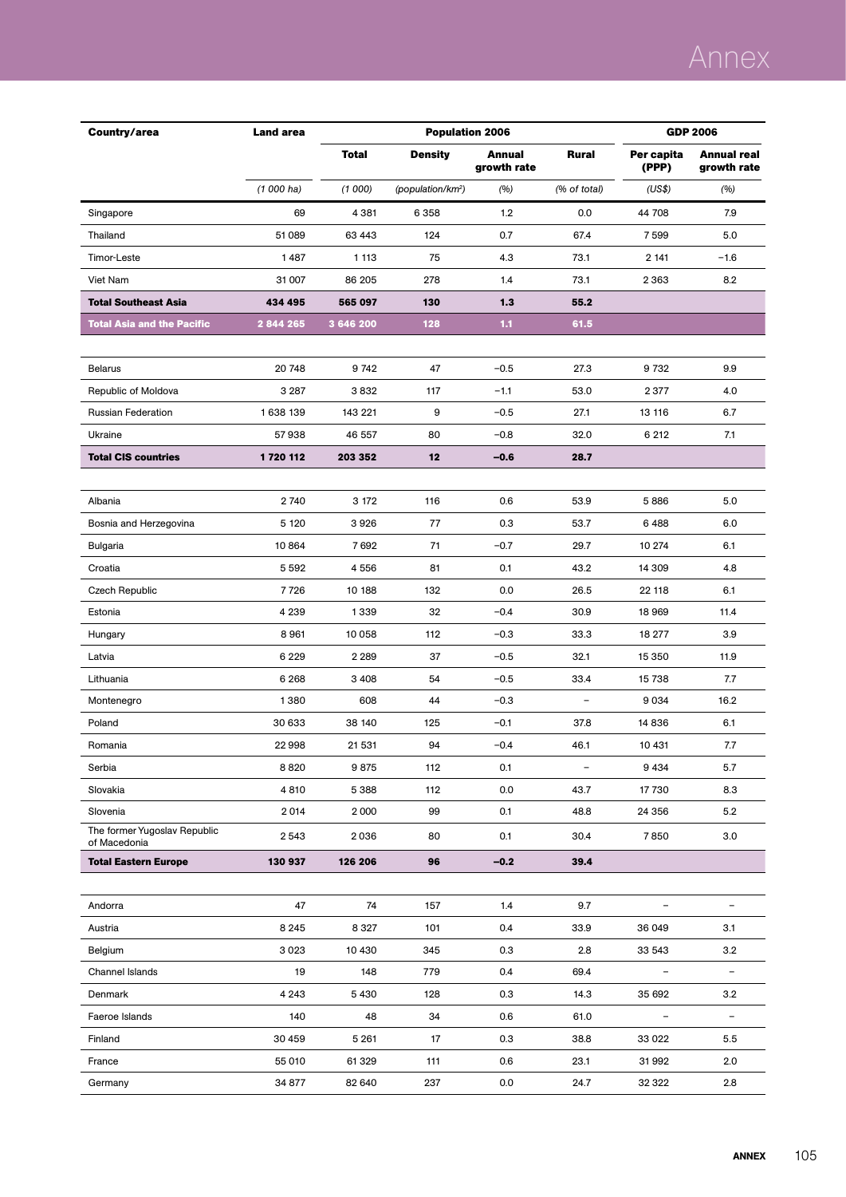| Country/area | Land area | Population 2006 | | | | GDP 2006 | |
|---|---|---|---|---|---|---|---|
| | | Total | Density | Annual growth rate | Rural | Per capita (PPP) | Annual real growth rate |
| | *(1 000 ha)* | *(1 000)* | *(population/km²)* | *(%)* | *(% of total)* | *(US$)* | *(%)* |
| Singapore | 69 | 4 381 | 6 358 | 1.2 | 0.0 | 44 708 | 7.9 |
| Thailand | 51 089 | 63 443 | 124 | 0.7 | 67.4 | 7 599 | 5.0 |
| Timor-Leste | 1 487 | 1 113 | 75 | 4.3 | 73.1 | 2 141 | −1.6 |
| Viet Nam | 31 007 | 86 205 | 278 | 1.4 | 73.1 | 2 363 | 8.2 |
| **Total Southeast Asia** | **434 495** | **565 097** | **130** | **1.3** | **55.2** | | |
| **Total Asia and the Pacific** | **2 844 265** | **3 646 200** | **128** | **1.1** | **61.5** | | |
| | | | | | | | |
| Belarus | 20 748 | 9 742 | 47 | −0.5 | 27.3 | 9 732 | 9.9 |
| Republic of Moldova | 3 287 | 3 832 | 117 | −1.1 | 53.0 | 2 377 | 4.0 |
| Russian Federation | 1 638 139 | 143 221 | 9 | −0.5 | 27.1 | 13 116 | 6.7 |
| Ukraine | 57 938 | 46 557 | 80 | −0.8 | 32.0 | 6 212 | 7.1 |
| **Total CIS countries** | **1 720 112** | **203 352** | **12** | **−0.6** | **28.7** | | |
| | | | | | | | |
| Albania | 2 740 | 3 172 | 116 | 0.6 | 53.9 | 5 886 | 5.0 |
| Bosnia and Herzegovina | 5 120 | 3 926 | 77 | 0.3 | 53.7 | 6 488 | 6.0 |
| Bulgaria | 10 864 | 7 692 | 71 | −0.7 | 29.7 | 10 274 | 6.1 |
| Croatia | 5 592 | 4 556 | 81 | 0.1 | 43.2 | 14 309 | 4.8 |
| Czech Republic | 7 726 | 10 188 | 132 | 0.0 | 26.5 | 22 118 | 6.1 |
| Estonia | 4 239 | 1 339 | 32 | −0.4 | 30.9 | 18 969 | 11.4 |
| Hungary | 8 961 | 10 058 | 112 | −0.3 | 33.3 | 18 277 | 3.9 |
| Latvia | 6 229 | 2 289 | 37 | −0.5 | 32.1 | 15 350 | 11.9 |
| Lithuania | 6 268 | 3 408 | 54 | −0.5 | 33.4 | 15 738 | 7.7 |
| Montenegro | 1 380 | 608 | 44 | −0.3 | – | 9 034 | 16.2 |
| Poland | 30 633 | 38 140 | 125 | −0.1 | 37.8 | 14 836 | 6.1 |
| Romania | 22 998 | 21 531 | 94 | −0.4 | 46.1 | 10 431 | 7.7 |
| Serbia | 8 820 | 9 875 | 112 | 0.1 | – | 9 434 | 5.7 |
| Slovakia | 4 810 | 5 388 | 112 | 0.0 | 43.7 | 17 730 | 8.3 |
| Slovenia | 2 014 | 2 000 | 99 | 0.1 | 48.8 | 24 356 | 5.2 |
| The former Yugoslav Republic of Macedonia | 2 543 | 2 036 | 80 | 0.1 | 30.4 | 7 850 | 3.0 |
| **Total Eastern Europe** | **130 937** | **126 206** | **96** | **−0.2** | **39.4** | | |
| | | | | | | | |
| Andorra | 47 | 74 | 157 | 1.4 | 9.7 | – | – |
| Austria | 8 245 | 8 327 | 101 | 0.4 | 33.9 | 36 049 | 3.1 |
| Belgium | 3 023 | 10 430 | 345 | 0.3 | 2.8 | 33 543 | 3.2 |
| Channel Islands | 19 | 148 | 779 | 0.4 | 69.4 | – | – |
| Denmark | 4 243 | 5 430 | 128 | 0.3 | 14.3 | 35 692 | 3.2 |
| Faeroe Islands | 140 | 48 | 34 | 0.6 | 61.0 | – | – |
| Finland | 30 459 | 5 261 | 17 | 0.3 | 38.8 | 33 022 | 5.5 |
| France | 55 010 | 61 329 | 111 | 0.6 | 23.1 | 31 992 | 2.0 |
| Germany | 34 877 | 82 640 | 237 | 0.0 | 24.7 | 32 322 | 2.8 |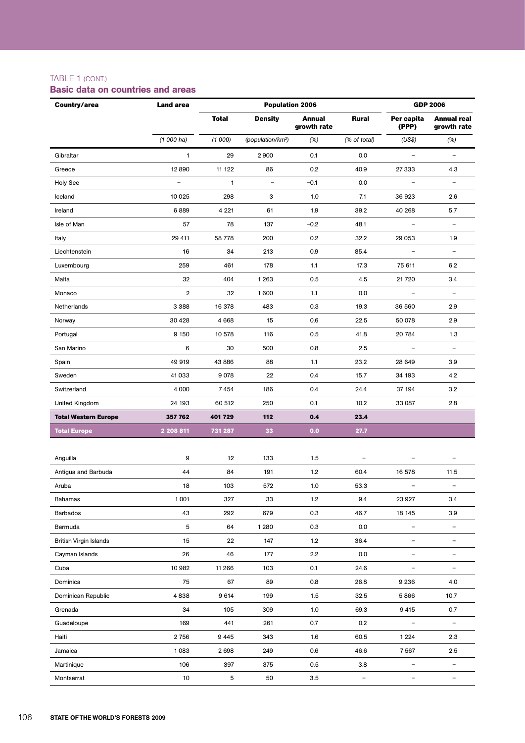TABLE 1 (CONT.)

## Basic data on countries and areas

| Country/area | Land area | Population 2006 | | | | GDP 2006 | |
|---|---|---|---|---|---|---|---|
| | | Total | Density | Annual growth rate | Rural | Per capita (PPP) | Annual real growth rate |
| | *(1 000 ha)* | *(1 000)* | *(population/km²)* | *(%)* | *(% of total)* | *(US$)* | *(%)* |
| Gibraltar | 1 | 29 | 2 900 | 0.1 | 0.0 | – | – |
| Greece | 12 890 | 11 122 | 86 | 0.2 | 40.9 | 27 333 | 4.3 |
| Holy See | – | 1 | – | −0.1 | 0.0 | – | – |
| Iceland | 10 025 | 298 | 3 | 1.0 | 7.1 | 36 923 | 2.6 |
| Ireland | 6 889 | 4 221 | 61 | 1.9 | 39.2 | 40 268 | 5.7 |
| Isle of Man | 57 | 78 | 137 | −0.2 | 48.1 | – | – |
| Italy | 29 411 | 58 778 | 200 | 0.2 | 32.2 | 29 053 | 1.9 |
| Liechtenstein | 16 | 34 | 213 | 0.9 | 85.4 | – | – |
| Luxembourg | 259 | 461 | 178 | 1.1 | 17.3 | 75 611 | 6.2 |
| Malta | 32 | 404 | 1 263 | 0.5 | 4.5 | 21 720 | 3.4 |
| Monaco | 2 | 32 | 1 600 | 1.1 | 0.0 | – | – |
| Netherlands | 3 388 | 16 378 | 483 | 0.3 | 19.3 | 36 560 | 2.9 |
| Norway | 30 428 | 4 668 | 15 | 0.6 | 22.5 | 50 078 | 2.9 |
| Portugal | 9 150 | 10 578 | 116 | 0.5 | 41.8 | 20 784 | 1.3 |
| San Marino | 6 | 30 | 500 | 0.8 | 2.5 | – | – |
| Spain | 49 919 | 43 886 | 88 | 1.1 | 23.2 | 28 649 | 3.9 |
| Sweden | 41 033 | 9 078 | 22 | 0.4 | 15.7 | 34 193 | 4.2 |
| Switzerland | 4 000 | 7 454 | 186 | 0.4 | 24.4 | 37 194 | 3.2 |
| United Kingdom | 24 193 | 60 512 | 250 | 0.1 | 10.2 | 33 087 | 2.8 |
| **Total Western Europe** | **357 762** | **401 729** | **112** | **0.4** | **23.4** | | |
| **Total Europe** | **2 208 811** | **731 287** | **33** | **0.0** | **27.7** | | |
| Anguilla | 9 | 12 | 133 | 1.5 | – | – | – |
| Antigua and Barbuda | 44 | 84 | 191 | 1.2 | 60.4 | 16 578 | 11.5 |
| Aruba | 18 | 103 | 572 | 1.0 | 53.3 | – | – |
| Bahamas | 1 001 | 327 | 33 | 1.2 | 9.4 | 23 927 | 3.4 |
| Barbados | 43 | 292 | 679 | 0.3 | 46.7 | 18 145 | 3.9 |
| Bermuda | 5 | 64 | 1 280 | 0.3 | 0.0 | – | – |
| British Virgin Islands | 15 | 22 | 147 | 1.2 | 36.4 | – | – |
| Cayman Islands | 26 | 46 | 177 | 2.2 | 0.0 | – | – |
| Cuba | 10 982 | 11 266 | 103 | 0.1 | 24.6 | – | – |
| Dominica | 75 | 67 | 89 | 0.8 | 26.8 | 9 236 | 4.0 |
| Dominican Republic | 4 838 | 9 614 | 199 | 1.5 | 32.5 | 5 866 | 10.7 |
| Grenada | 34 | 105 | 309 | 1.0 | 69.3 | 9 415 | 0.7 |
| Guadeloupe | 169 | 441 | 261 | 0.7 | 0.2 | – | – |
| Haiti | 2 756 | 9 445 | 343 | 1.6 | 60.5 | 1 224 | 2.3 |
| Jamaica | 1 083 | 2 698 | 249 | 0.6 | 46.6 | 7 567 | 2.5 |
| Martinique | 106 | 397 | 375 | 0.5 | 3.8 | – | – |
| Montserrat | 10 | 5 | 50 | 3.5 | – | – | – |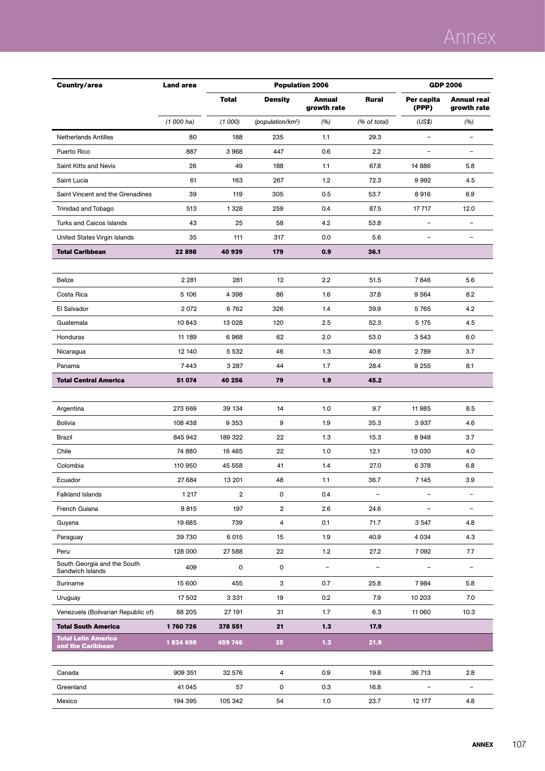| Country/area | Land area | Population 2006 | | | | GDP 2006 | |
|---|---|---|---|---|---|---|---|
| | | Total | Density | Annual growth rate | Rural | Per capita (PPP) | Annual real growth rate |
| | *(1 000 ha)* | *(1 000)* | *(population/km²)* | *(%)* | *(% of total)* | *(US$)* | *(%)* |
| Netherlands Antilles | 80 | 188 | 235 | 1.1 | 29.3 | – | – |
| Puerto Rico | 887 | 3 968 | 447 | 0.6 | 2.2 | – | – |
| Saint Kitts and Nevis | 26 | 49 | 188 | 1.1 | 67.8 | 14 886 | 5.8 |
| Saint Lucia | 61 | 163 | 267 | 1.2 | 72.3 | 9 992 | 4.5 |
| Saint Vincent and the Grenadines | 39 | 119 | 305 | 0.5 | 53.7 | 8 916 | 6.9 |
| Trinidad and Tobago | 513 | 1 328 | 259 | 0.4 | 87.5 | 17 717 | 12.0 |
| Turks and Caicos Islands | 43 | 25 | 58 | 4.2 | 53.8 | – | – |
| United States Virgin Islands | 35 | 111 | 317 | 0.0 | 5.6 | – | – |
| **Total Caribbean** | **22 898** | **40 939** | **179** | **0.9** | **36.1** | | |
| | | | | | | | |
| Belize | 2 281 | 281 | 12 | 2.2 | 51.5 | 7 846 | 5.6 |
| Costa Rica | 5 106 | 4 398 | 86 | 1.6 | 37.8 | 9 564 | 8.2 |
| El Salvador | 2 072 | 6 762 | 326 | 1.4 | 39.9 | 5 765 | 4.2 |
| Guatemala | 10 843 | 13 028 | 120 | 2.5 | 52.3 | 5 175 | 4.5 |
| Honduras | 11 189 | 6 968 | 62 | 2.0 | 53.0 | 3 543 | 6.0 |
| Nicaragua | 12 140 | 5 532 | 46 | 1.3 | 40.6 | 2 789 | 3.7 |
| Panama | 7 443 | 3 287 | 44 | 1.7 | 28.4 | 9 255 | 8.1 |
| **Total Central America** | **51 074** | **40 256** | **79** | **1.9** | **45.2** | | |
| | | | | | | | |
| Argentina | 273 669 | 39 134 | 14 | 1.0 | 9.7 | 11 985 | 8.5 |
| Bolivia | 108 438 | 9 353 | 9 | 1.9 | 35.3 | 3 937 | 4.6 |
| Brazil | 845 942 | 189 322 | 22 | 1.3 | 15.3 | 8 949 | 3.7 |
| Chile | 74 880 | 16 465 | 22 | 1.0 | 12.1 | 13 030 | 4.0 |
| Colombia | 110 950 | 45 558 | 41 | 1.4 | 27.0 | 6 378 | 6.8 |
| Ecuador | 27 684 | 13 201 | 48 | 1.1 | 36.7 | 7 145 | 3.9 |
| Falkland Islands | 1 217 | 2 | 0 | 0.4 | – | – | – |
| French Guiana | 8 815 | 197 | 2 | 2.6 | 24.6 | – | – |
| Guyana | 19 685 | 739 | 4 | 0.1 | 71.7 | 3 547 | 4.8 |
| Paraguay | 39 730 | 6 015 | 15 | 1.9 | 40.9 | 4 034 | 4.3 |
| Peru | 128 000 | 27 588 | 22 | 1.2 | 27.2 | 7 092 | 7.7 |
| South Georgia and the South Sandwich Islands | 409 | 0 | 0 | – | – | – | – |
| Suriname | 15 600 | 455 | 3 | 0.7 | 25.8 | 7 984 | 5.8 |
| Uruguay | 17 502 | 3 331 | 19 | 0.2 | 7.9 | 10 203 | 7.0 |
| Venezuela (Bolivarian Republic of) | 88 205 | 27 191 | 31 | 1.7 | 6.3 | 11 060 | 10.3 |
| **Total South America** | **1 760 726** | **378 551** | **21** | **1.3** | **17.9** | | |
| **Total Latin America and the Caribbean** | **1 834 698** | **459 746** | **25** | **1.3** | **21.9** | | |
| | | | | | | | |
| Canada | 909 351 | 32 576 | 4 | 0.9 | 19.8 | 36 713 | 2.8 |
| Greenland | 41 045 | 57 | 0 | 0.3 | 16.8 | – | – |
| Mexico | 194 395 | 105 342 | 54 | 1.0 | 23.7 | 12 177 | 4.8 |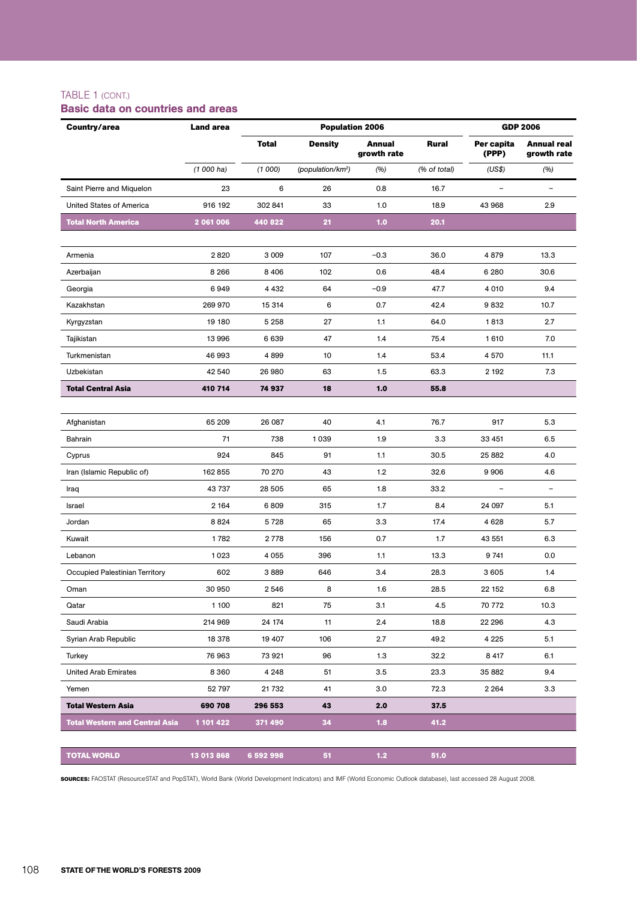TABLE 1 (CONT.)

## Basic data on countries and areas

| Country/area | Land area | Population 2006 | | | | GDP 2006 | |
|---|---|---|---|---|---|---|---|
| | | Total | Density | Annual growth rate | Rural | Per capita (PPP) | Annual real growth rate |
| | *(1 000 ha)* | *(1 000)* | *(population/km²)* | *(%)* | *(% of total)* | *(US$)* | *(%)* |
| Saint Pierre and Miquelon | 23 | 6 | 26 | 0.8 | 16.7 | – | – |
| United States of America | 916 192 | 302 841 | 33 | 1.0 | 18.9 | 43 968 | 2.9 |
| **Total North America** | **2 061 006** | **440 822** | **21** | **1.0** | **20.1** | | |
| | | | | | | | |
| Armenia | 2 820 | 3 009 | 107 | −0.3 | 36.0 | 4 879 | 13.3 |
| Azerbaijan | 8 266 | 8 406 | 102 | 0.6 | 48.4 | 6 280 | 30.6 |
| Georgia | 6 949 | 4 432 | 64 | −0.9 | 47.7 | 4 010 | 9.4 |
| Kazakhstan | 269 970 | 15 314 | 6 | 0.7 | 42.4 | 9 832 | 10.7 |
| Kyrgyzstan | 19 180 | 5 258 | 27 | 1.1 | 64.0 | 1 813 | 2.7 |
| Tajikistan | 13 996 | 6 639 | 47 | 1.4 | 75.4 | 1 610 | 7.0 |
| Turkmenistan | 46 993 | 4 899 | 10 | 1.4 | 53.4 | 4 570 | 11.1 |
| Uzbekistan | 42 540 | 26 980 | 63 | 1.5 | 63.3 | 2 192 | 7.3 |
| **Total Central Asia** | **410 714** | **74 937** | **18** | **1.0** | **55.8** | | |
| | | | | | | | |
| Afghanistan | 65 209 | 26 087 | 40 | 4.1 | 76.7 | 917 | 5.3 |
| Bahrain | 71 | 738 | 1 039 | 1.9 | 3.3 | 33 451 | 6.5 |
| Cyprus | 924 | 845 | 91 | 1.1 | 30.5 | 25 882 | 4.0 |
| Iran (Islamic Republic of) | 162 855 | 70 270 | 43 | 1.2 | 32.6 | 9 906 | 4.6 |
| Iraq | 43 737 | 28 505 | 65 | 1.8 | 33.2 | – | – |
| Israel | 2 164 | 6 809 | 315 | 1.7 | 8.4 | 24 097 | 5.1 |
| Jordan | 8 824 | 5 728 | 65 | 3.3 | 17.4 | 4 628 | 5.7 |
| Kuwait | 1 782 | 2 778 | 156 | 0.7 | 1.7 | 43 551 | 6.3 |
| Lebanon | 1 023 | 4 055 | 396 | 1.1 | 13.3 | 9 741 | 0.0 |
| Occupied Palestinian Territory | 602 | 3 889 | 646 | 3.4 | 28.3 | 3 605 | 1.4 |
| Oman | 30 950 | 2 546 | 8 | 1.6 | 28.5 | 22 152 | 6.8 |
| Qatar | 1 100 | 821 | 75 | 3.1 | 4.5 | 70 772 | 10.3 |
| Saudi Arabia | 214 969 | 24 174 | 11 | 2.4 | 18.8 | 22 296 | 4.3 |
| Syrian Arab Republic | 18 378 | 19 407 | 106 | 2.7 | 49.2 | 4 225 | 5.1 |
| Turkey | 76 963 | 73 921 | 96 | 1.3 | 32.2 | 8 417 | 6.1 |
| United Arab Emirates | 8 360 | 4 248 | 51 | 3.5 | 23.3 | 35 882 | 9.4 |
| Yemen | 52 797 | 21 732 | 41 | 3.0 | 72.3 | 2 264 | 3.3 |
| **Total Western Asia** | **690 708** | **296 553** | **43** | **2.0** | **37.5** | | |
| **Total Western and Central Asia** | **1 101 422** | **371 490** | **34** | **1.8** | **41.2** | | |
| | | | | | | | |
| **TOTAL WORLD** | **13 013 868** | **6 592 998** | **51** | **1.2** | **51.0** | | |

**SOURCES:** FAOSTAT (ResourceSTAT and PopSTAT), World Bank (World Development Indicators) and IMF (World Economic Outlook database), last accessed 28 August 2008.